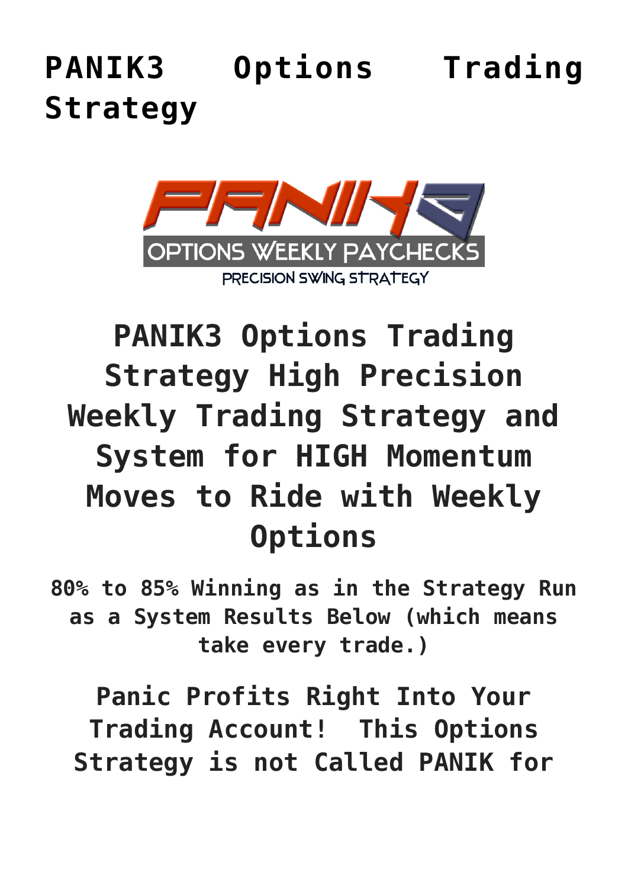# PANIK3 Options Trading Strategy

## PANIK3 Options Trading Strategy High Precision Weekly Trading Strategy and System for HIGH Momentum Moves to Ride with Weekly Options

**80% to 85% Winning as in the Strategy Run as a System Results Below (which means take every trade.)**

### Panic Profits Right Into Your Trading Account! This Options Strategy is not Called PANIK for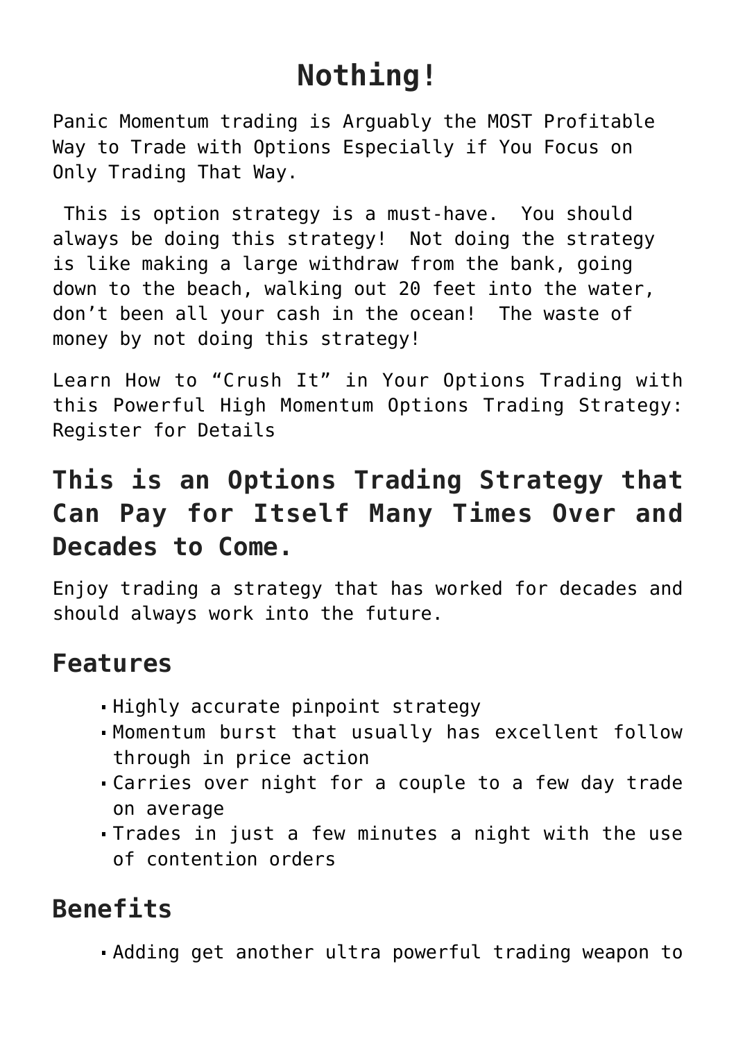# Nothing!

Panic Momentum trading is Arguably the MOST Profitable Way to Trade with Options Especially if You Focus on Only Trading That Way.

This is option strategy is a must-have. You should always be doing this strategy! Not doing the strategy is like making a large withdraw from the bank, going down to the beach, walking out 20 feet into the water, don't been all your cash in the ocean! The waste of money by not doing this strategy!

Learn How to "Crush It" in Your Options Trading with this Powerful High Momentum Options Trading Strategy: Register for Details

## This is an Options Trading Strategy that Can Pay for Itself Many Times Over and Decades to Come.

Enjoy trading a strategy that has worked for decades and should always work into the future.

## Features

- Highly accurate pinpoint strategy
- Momentum burst that usually has excellent follow through in price action
- Carries over night for a couple to a few day trade on average
- Trades in just a few minutes a night with the use of contention orders

## Benefits

- Adding get another ultra powerful trading weapon to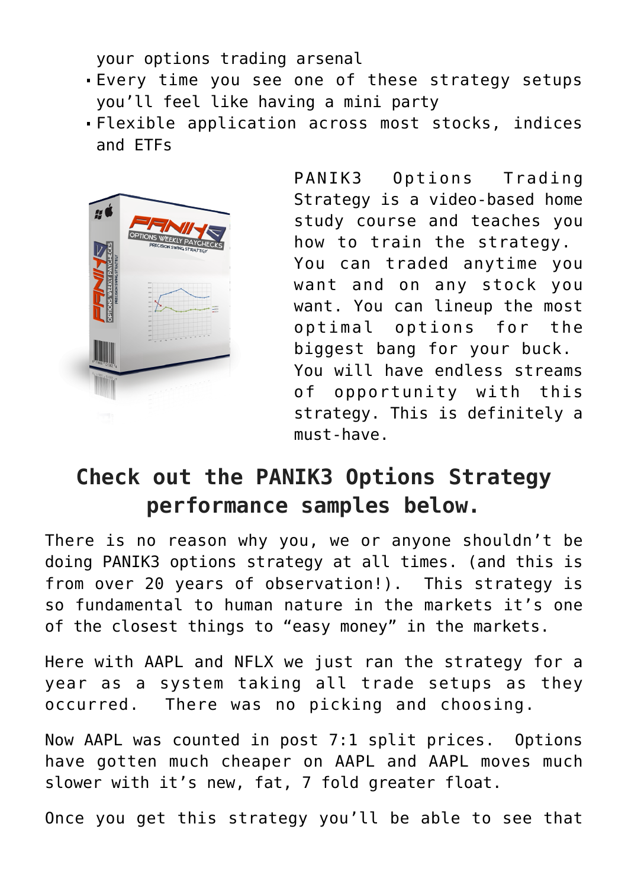your options trading arsenal

- Every time you see one of these strategy setups you'll feel like having a mini party
- Flexible application across most stocks, indices and ETFs

PANIK3 Options Trading Strategy is a video-based home study course and teaches you how to train the strategy. You can traded anytime you want and on any stock you want. You can lineup the most optimal options for the biggest bang for your buck. You will have endless streams of opportunity with this strategy. This is definitely a must-have.

## Check out the PANIK3 Options Strategy performance samples below.

There is no reason why you, we or anyone shouldn't be doing PANIK3 options strategy at all times. (and this is from over 20 years of observation!). This strategy is so fundamental to human nature in the markets it's one of the closest things to "easy money" in the markets.

Here with AAPL and NFLX we just ran the strategy for a year as a system taking all trade setups as they occurred. There was no picking and choosing.

Now AAPL was counted in post 7:1 split prices. Options have gotten much cheaper on AAPL and AAPL moves much slower with it's new, fat, 7 fold greater float.

Once you get this strategy you'll be able to see that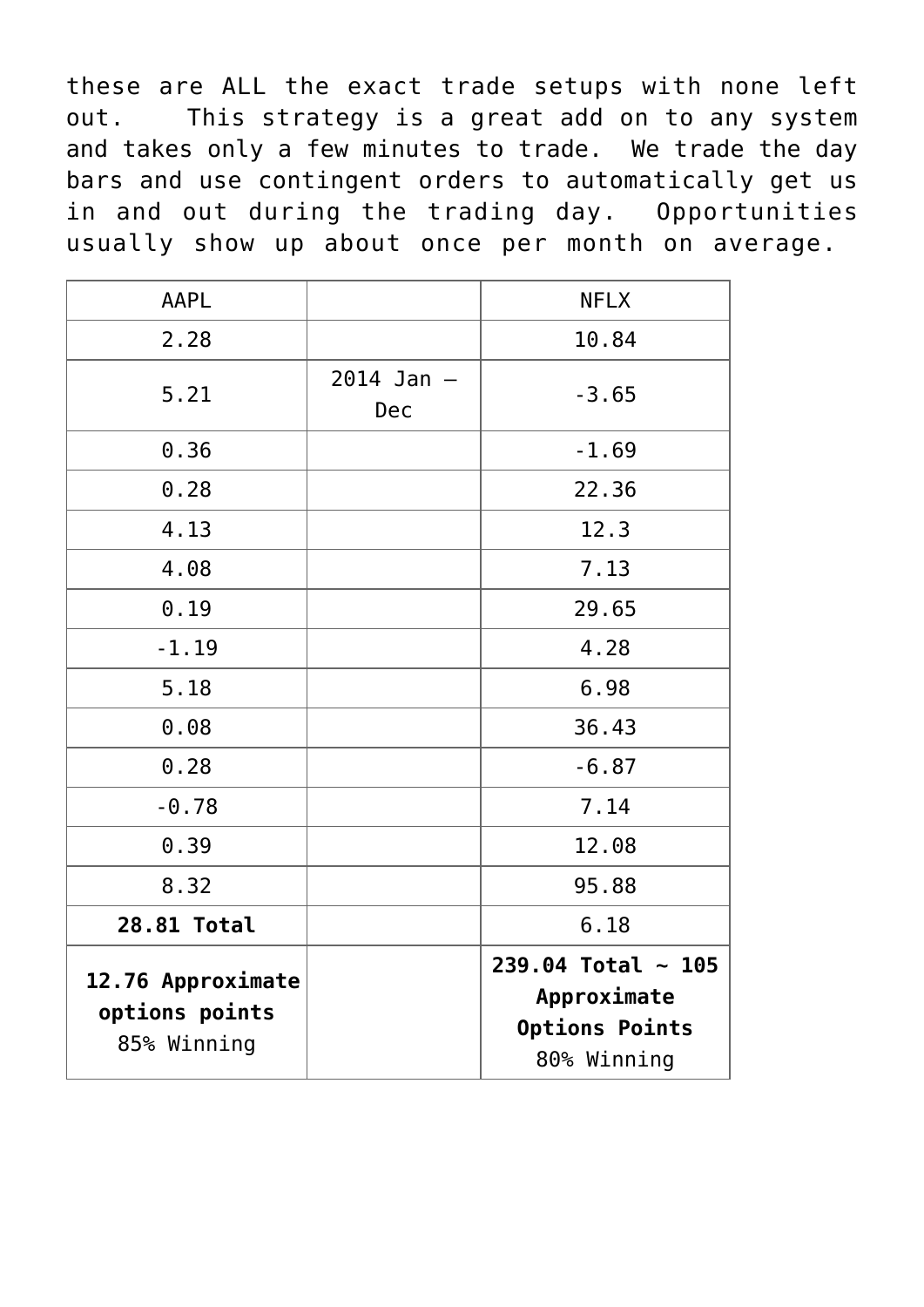these are ALL the exact trade setups with none left out. This strategy is a great add on to any system and takes only a few minutes to trade. We trade the day bars and use contingent orders to automatically get us in and out during the trading day. Opportunities usually show up about once per month on average.

| AAPL | | NFLX |
|---|---|---|
| 2.28 | | 10.84 |
| 5.21 | 2014 Jan – Dec | -3.65 |
| 0.36 | | -1.69 |
| 0.28 | | 22.36 |
| 4.13 | | 12.3 |
| 4.08 | | 7.13 |
| 0.19 | | 29.65 |
| -1.19 | | 4.28 |
| 5.18 | | 6.98 |
| 0.08 | | 36.43 |
| 0.28 | | -6.87 |
| -0.78 | | 7.14 |
| 0.39 | | 12.08 |
| 8.32 | | 95.88 |
| **28.81 Total** | | 6.18 |
| **12.76 Approximate options points** 85% Winning | | **239.04 Total ~ 105 Approximate Options Points** 80% Winning |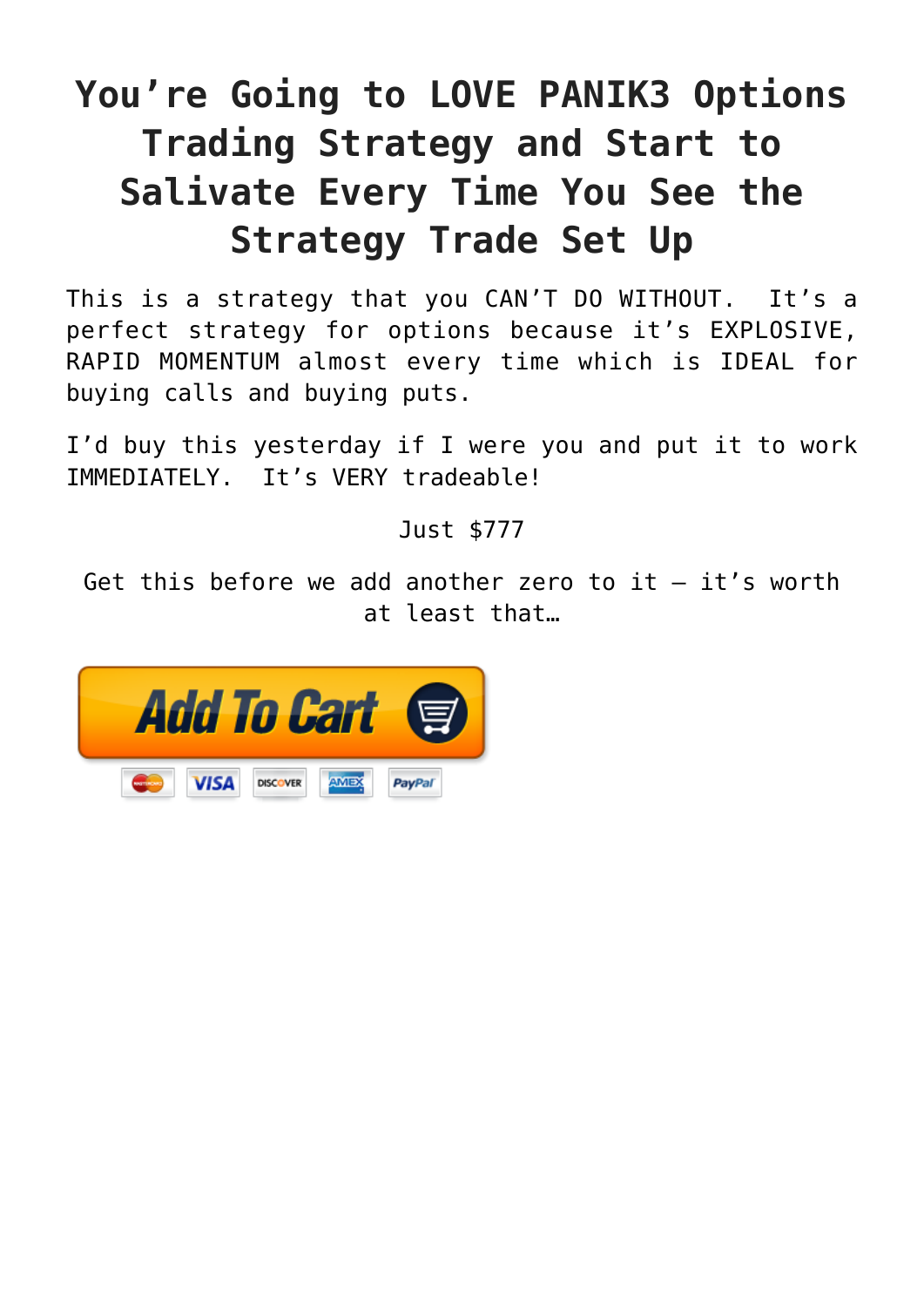# You're Going to LOVE PANIK3 Options Trading Strategy and Start to Salivate Every Time You See the Strategy Trade Set Up

This is a strategy that you CAN'T DO WITHOUT.  It's a perfect strategy for options because it's EXPLOSIVE, RAPID MOMENTUM almost every time which is IDEAL for buying calls and buying puts.

I'd buy this yesterday if I were you and put it to work IMMEDIATELY.  It's VERY tradeable!

Just $777

Get this before we add another zero to it – it's worth at least that…